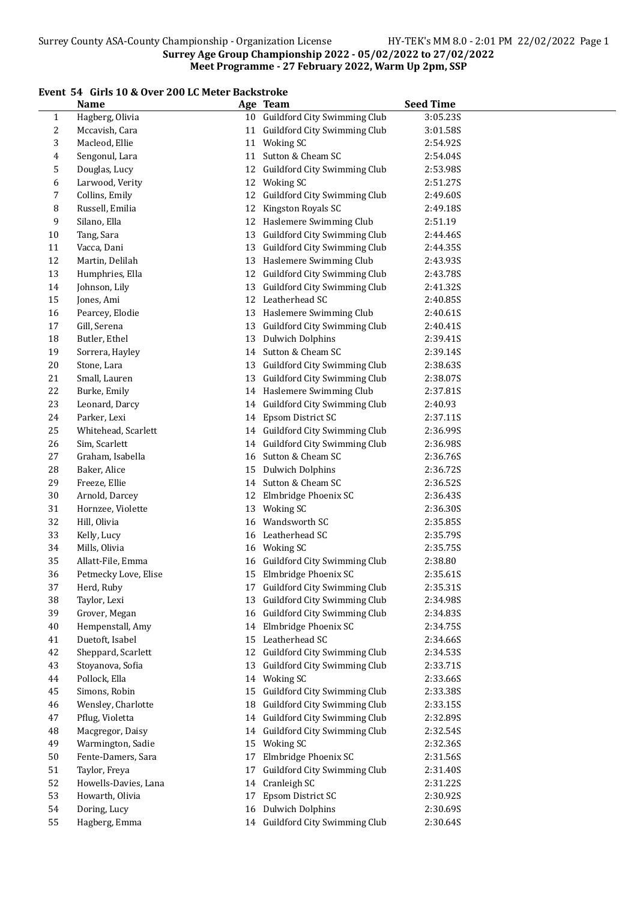Surrey County ASA-County Championship - Organization License HY-TEK's MM 8.0 - 2:01 PM 22/02/2022

**Surrey Age Group Championship 2022 - 05/02/2022 to 27/02/2022**
**Meet Programme - 27 February 2022, Warm Up 2pm, SSP**

### Event 54 Girls 10 & Over 200 LC Meter Backstroke

| | Name | Age | Team | Seed Time |
|---|---|---|---|---|
| 1 | Hagberg, Olivia | 10 | Guildford City Swimming Club | 3:05.23S |
| 2 | Mccavish, Cara | 11 | Guildford City Swimming Club | 3:01.58S |
| 3 | Macleod, Ellie | 11 | Woking SC | 2:54.92S |
| 4 | Sengonul, Lara | 11 | Sutton & Cheam SC | 2:54.04S |
| 5 | Douglas, Lucy | 12 | Guildford City Swimming Club | 2:53.98S |
| 6 | Larwood, Verity | 12 | Woking SC | 2:51.27S |
| 7 | Collins, Emily | 12 | Guildford City Swimming Club | 2:49.60S |
| 8 | Russell, Emilia | 12 | Kingston Royals SC | 2:49.18S |
| 9 | Silano, Ella | 12 | Haslemere Swimming Club | 2:51.19 |
| 10 | Tang, Sara | 13 | Guildford City Swimming Club | 2:44.46S |
| 11 | Vacca, Dani | 13 | Guildford City Swimming Club | 2:44.35S |
| 12 | Martin, Delilah | 13 | Haslemere Swimming Club | 2:43.93S |
| 13 | Humphries, Ella | 12 | Guildford City Swimming Club | 2:43.78S |
| 14 | Johnson, Lily | 13 | Guildford City Swimming Club | 2:41.32S |
| 15 | Jones, Ami | 12 | Leatherhead SC | 2:40.85S |
| 16 | Pearcey, Elodie | 13 | Haslemere Swimming Club | 2:40.61S |
| 17 | Gill, Serena | 13 | Guildford City Swimming Club | 2:40.41S |
| 18 | Butler, Ethel | 13 | Dulwich Dolphins | 2:39.41S |
| 19 | Sorrera, Hayley | 14 | Sutton & Cheam SC | 2:39.14S |
| 20 | Stone, Lara | 13 | Guildford City Swimming Club | 2:38.63S |
| 21 | Small, Lauren | 13 | Guildford City Swimming Club | 2:38.07S |
| 22 | Burke, Emily | 14 | Haslemere Swimming Club | 2:37.81S |
| 23 | Leonard, Darcy | 14 | Guildford City Swimming Club | 2:40.93 |
| 24 | Parker, Lexi | 14 | Epsom District SC | 2:37.11S |
| 25 | Whitehead, Scarlett | 14 | Guildford City Swimming Club | 2:36.99S |
| 26 | Sim, Scarlett | 14 | Guildford City Swimming Club | 2:36.98S |
| 27 | Graham, Isabella | 16 | Sutton & Cheam SC | 2:36.76S |
| 28 | Baker, Alice | 15 | Dulwich Dolphins | 2:36.72S |
| 29 | Freeze, Ellie | 14 | Sutton & Cheam SC | 2:36.52S |
| 30 | Arnold, Darcey | 12 | Elmbridge Phoenix SC | 2:36.43S |
| 31 | Hornzee, Violette | 13 | Woking SC | 2:36.30S |
| 32 | Hill, Olivia | 16 | Wandsworth SC | 2:35.85S |
| 33 | Kelly, Lucy | 16 | Leatherhead SC | 2:35.79S |
| 34 | Mills, Olivia | 16 | Woking SC | 2:35.75S |
| 35 | Allatt-File, Emma | 16 | Guildford City Swimming Club | 2:38.80 |
| 36 | Petmecky Love, Elise | 15 | Elmbridge Phoenix SC | 2:35.61S |
| 37 | Herd, Ruby | 17 | Guildford City Swimming Club | 2:35.31S |
| 38 | Taylor, Lexi | 13 | Guildford City Swimming Club | 2:34.98S |
| 39 | Grover, Megan | 16 | Guildford City Swimming Club | 2:34.83S |
| 40 | Hempenstall, Amy | 14 | Elmbridge Phoenix SC | 2:34.75S |
| 41 | Duetoft, Isabel | 15 | Leatherhead SC | 2:34.66S |
| 42 | Sheppard, Scarlett | 12 | Guildford City Swimming Club | 2:34.53S |
| 43 | Stoyanova, Sofia | 13 | Guildford City Swimming Club | 2:33.71S |
| 44 | Pollock, Ella | 14 | Woking SC | 2:33.66S |
| 45 | Simons, Robin | 15 | Guildford City Swimming Club | 2:33.38S |
| 46 | Wensley, Charlotte | 18 | Guildford City Swimming Club | 2:33.15S |
| 47 | Pflug, Violetta | 14 | Guildford City Swimming Club | 2:32.89S |
| 48 | Macgregor, Daisy | 14 | Guildford City Swimming Club | 2:32.54S |
| 49 | Warmington, Sadie | 15 | Woking SC | 2:32.36S |
| 50 | Fente-Damers, Sara | 17 | Elmbridge Phoenix SC | 2:31.56S |
| 51 | Taylor, Freya | 17 | Guildford City Swimming Club | 2:31.40S |
| 52 | Howells-Davies, Lana | 14 | Cranleigh SC | 2:31.22S |
| 53 | Howarth, Olivia | 17 | Epsom District SC | 2:30.92S |
| 54 | Doring, Lucy | 16 | Dulwich Dolphins | 2:30.69S |
| 55 | Hagberg, Emma | 14 | Guildford City Swimming Club | 2:30.64S |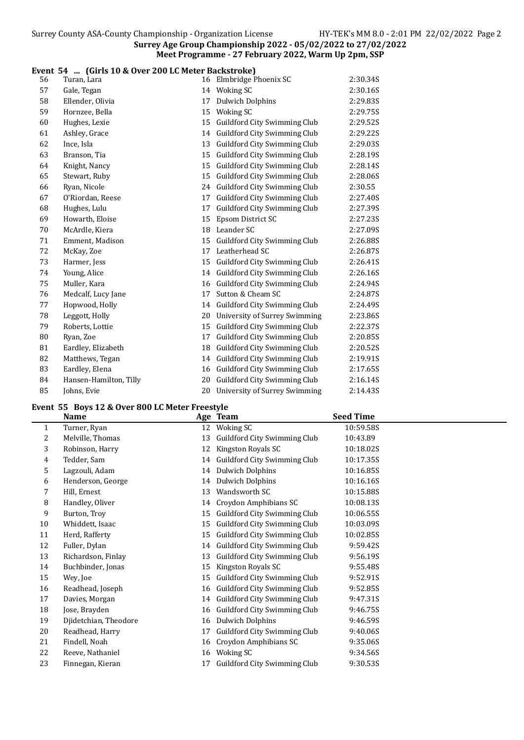### Event 54 ... (Girls 10 & Over 200 LC Meter Backstroke)

| | Name | Age | Team | Seed Time |
|---|---|---|---|---|
| 56 | Turan, Lara | 16 | Elmbridge Phoenix SC | 2:30.34S |
| 57 | Gale, Tegan | 14 | Woking SC | 2:30.16S |
| 58 | Ellender, Olivia | 17 | Dulwich Dolphins | 2:29.83S |
| 59 | Hornzee, Bella | 15 | Woking SC | 2:29.75S |
| 60 | Hughes, Lexie | 15 | Guildford City Swimming Club | 2:29.52S |
| 61 | Ashley, Grace | 14 | Guildford City Swimming Club | 2:29.22S |
| 62 | Ince, Isla | 13 | Guildford City Swimming Club | 2:29.03S |
| 63 | Branson, Tia | 15 | Guildford City Swimming Club | 2:28.19S |
| 64 | Knight, Nancy | 15 | Guildford City Swimming Club | 2:28.14S |
| 65 | Stewart, Ruby | 15 | Guildford City Swimming Club | 2:28.06S |
| 66 | Ryan, Nicole | 24 | Guildford City Swimming Club | 2:30.55 |
| 67 | O'Riordan, Reese | 17 | Guildford City Swimming Club | 2:27.40S |
| 68 | Hughes, Lulu | 17 | Guildford City Swimming Club | 2:27.39S |
| 69 | Howarth, Eloise | 15 | Epsom District SC | 2:27.23S |
| 70 | McArdle, Kiera | 18 | Leander SC | 2:27.09S |
| 71 | Emment, Madison | 15 | Guildford City Swimming Club | 2:26.88S |
| 72 | McKay, Zoe | 17 | Leatherhead SC | 2:26.87S |
| 73 | Harmer, Jess | 15 | Guildford City Swimming Club | 2:26.41S |
| 74 | Young, Alice | 14 | Guildford City Swimming Club | 2:26.16S |
| 75 | Muller, Kara | 16 | Guildford City Swimming Club | 2:24.94S |
| 76 | Medcalf, Lucy Jane | 17 | Sutton & Cheam SC | 2:24.87S |
| 77 | Hopwood, Holly | 14 | Guildford City Swimming Club | 2:24.49S |
| 78 | Leggott, Holly | 20 | University of Surrey Swimming | 2:23.86S |
| 79 | Roberts, Lottie | 15 | Guildford City Swimming Club | 2:22.37S |
| 80 | Ryan, Zoe | 17 | Guildford City Swimming Club | 2:20.85S |
| 81 | Eardley, Elizabeth | 18 | Guildford City Swimming Club | 2:20.52S |
| 82 | Matthews, Tegan | 14 | Guildford City Swimming Club | 2:19.91S |
| 83 | Eardley, Elena | 16 | Guildford City Swimming Club | 2:17.65S |
| 84 | Hansen-Hamilton, Tilly | 20 | Guildford City Swimming Club | 2:16.14S |
| 85 | Johns, Evie | 20 | University of Surrey Swimming | 2:14.43S |

### Event 55 Boys 12 & Over 800 LC Meter Freestyle

| | Name | Age | Team | Seed Time |
|---|---|---|---|---|
| 1 | Turner, Ryan | 12 | Woking SC | 10:59.58S |
| 2 | Melville, Thomas | 13 | Guildford City Swimming Club | 10:43.89 |
| 3 | Robinson, Harry | 12 | Kingston Royals SC | 10:18.02S |
| 4 | Tedder, Sam | 14 | Guildford City Swimming Club | 10:17.35S |
| 5 | Lagzouli, Adam | 14 | Dulwich Dolphins | 10:16.85S |
| 6 | Henderson, George | 14 | Dulwich Dolphins | 10:16.16S |
| 7 | Hill, Ernest | 13 | Wandsworth SC | 10:15.88S |
| 8 | Handley, Oliver | 14 | Croydon Amphibians SC | 10:08.13S |
| 9 | Burton, Troy | 15 | Guildford City Swimming Club | 10:06.55S |
| 10 | Whiddett, Isaac | 15 | Guildford City Swimming Club | 10:03.09S |
| 11 | Herd, Rafferty | 15 | Guildford City Swimming Club | 10:02.85S |
| 12 | Fuller, Dylan | 14 | Guildford City Swimming Club | 9:59.42S |
| 13 | Richardson, Finlay | 13 | Guildford City Swimming Club | 9:56.19S |
| 14 | Buchbinder, Jonas | 15 | Kingston Royals SC | 9:55.48S |
| 15 | Wey, Joe | 15 | Guildford City Swimming Club | 9:52.91S |
| 16 | Readhead, Joseph | 16 | Guildford City Swimming Club | 9:52.85S |
| 17 | Davies, Morgan | 14 | Guildford City Swimming Club | 9:47.31S |
| 18 | Jose, Brayden | 16 | Guildford City Swimming Club | 9:46.75S |
| 19 | Djidetchian, Theodore | 16 | Dulwich Dolphins | 9:46.59S |
| 20 | Readhead, Harry | 17 | Guildford City Swimming Club | 9:40.06S |
| 21 | Findell, Noah | 16 | Croydon Amphibians SC | 9:35.06S |
| 22 | Reeve, Nathaniel | 16 | Woking SC | 9:34.56S |
| 23 | Finnegan, Kieran | 17 | Guildford City Swimming Club | 9:30.53S |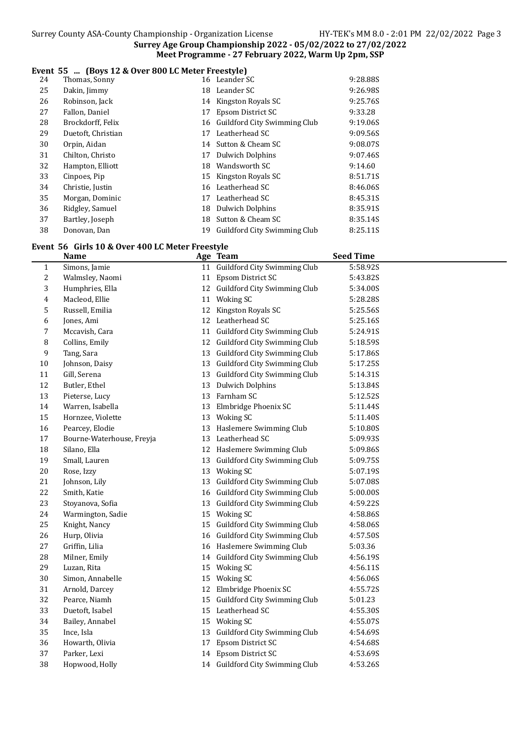### Event 55 ... (Boys 12 & Over 800 LC Meter Freestyle)

| | Name | Age | Team | Seed Time |
|---|---|---|---|---|
| 24 | Thomas, Sonny | 16 | Leander SC | 9:28.88S |
| 25 | Dakin, Jimmy | 18 | Leander SC | 9:26.98S |
| 26 | Robinson, Jack | 14 | Kingston Royals SC | 9:25.76S |
| 27 | Fallon, Daniel | 17 | Epsom District SC | 9:33.28 |
| 28 | Brockdorff, Felix | 16 | Guildford City Swimming Club | 9:19.06S |
| 29 | Duetoft, Christian | 17 | Leatherhead SC | 9:09.56S |
| 30 | Orpin, Aidan | 14 | Sutton & Cheam SC | 9:08.07S |
| 31 | Chilton, Christo | 17 | Dulwich Dolphins | 9:07.46S |
| 32 | Hampton, Elliott | 18 | Wandsworth SC | 9:14.60 |
| 33 | Cinpoes, Pip | 15 | Kingston Royals SC | 8:51.71S |
| 34 | Christie, Justin | 16 | Leatherhead SC | 8:46.06S |
| 35 | Morgan, Dominic | 17 | Leatherhead SC | 8:45.31S |
| 36 | Ridgley, Samuel | 18 | Dulwich Dolphins | 8:35.91S |
| 37 | Bartley, Joseph | 18 | Sutton & Cheam SC | 8:35.14S |
| 38 | Donovan, Dan | 19 | Guildford City Swimming Club | 8:25.11S |

### Event 56 Girls 10 & Over 400 LC Meter Freestyle

| | Name | Age | Team | Seed Time |
|---|---|---|---|---|
| 1 | Simons, Jamie | 11 | Guildford City Swimming Club | 5:58.92S |
| 2 | Walmsley, Naomi | 11 | Epsom District SC | 5:43.82S |
| 3 | Humphries, Ella | 12 | Guildford City Swimming Club | 5:34.00S |
| 4 | Macleod, Ellie | 11 | Woking SC | 5:28.28S |
| 5 | Russell, Emilia | 12 | Kingston Royals SC | 5:25.56S |
| 6 | Jones, Ami | 12 | Leatherhead SC | 5:25.16S |
| 7 | Mccavish, Cara | 11 | Guildford City Swimming Club | 5:24.91S |
| 8 | Collins, Emily | 12 | Guildford City Swimming Club | 5:18.59S |
| 9 | Tang, Sara | 13 | Guildford City Swimming Club | 5:17.86S |
| 10 | Johnson, Daisy | 13 | Guildford City Swimming Club | 5:17.25S |
| 11 | Gill, Serena | 13 | Guildford City Swimming Club | 5:14.31S |
| 12 | Butler, Ethel | 13 | Dulwich Dolphins | 5:13.84S |
| 13 | Pieterse, Lucy | 13 | Farnham SC | 5:12.52S |
| 14 | Warren, Isabella | 13 | Elmbridge Phoenix SC | 5:11.44S |
| 15 | Hornzee, Violette | 13 | Woking SC | 5:11.40S |
| 16 | Pearcey, Elodie | 13 | Haslemere Swimming Club | 5:10.80S |
| 17 | Bourne-Waterhouse, Freyja | 13 | Leatherhead SC | 5:09.93S |
| 18 | Silano, Ella | 12 | Haslemere Swimming Club | 5:09.86S |
| 19 | Small, Lauren | 13 | Guildford City Swimming Club | 5:09.75S |
| 20 | Rose, Izzy | 13 | Woking SC | 5:07.19S |
| 21 | Johnson, Lily | 13 | Guildford City Swimming Club | 5:07.08S |
| 22 | Smith, Katie | 16 | Guildford City Swimming Club | 5:00.00S |
| 23 | Stoyanova, Sofia | 13 | Guildford City Swimming Club | 4:59.22S |
| 24 | Warmington, Sadie | 15 | Woking SC | 4:58.86S |
| 25 | Knight, Nancy | 15 | Guildford City Swimming Club | 4:58.06S |
| 26 | Hurp, Olivia | 16 | Guildford City Swimming Club | 4:57.50S |
| 27 | Griffin, Lilia | 16 | Haslemere Swimming Club | 5:03.36 |
| 28 | Milner, Emily | 14 | Guildford City Swimming Club | 4:56.19S |
| 29 | Luzan, Rita | 15 | Woking SC | 4:56.11S |
| 30 | Simon, Annabelle | 15 | Woking SC | 4:56.06S |
| 31 | Arnold, Darcey | 12 | Elmbridge Phoenix SC | 4:55.72S |
| 32 | Pearce, Niamh | 15 | Guildford City Swimming Club | 5:01.23 |
| 33 | Duetoft, Isabel | 15 | Leatherhead SC | 4:55.30S |
| 34 | Bailey, Annabel | 15 | Woking SC | 4:55.07S |
| 35 | Ince, Isla | 13 | Guildford City Swimming Club | 4:54.69S |
| 36 | Howarth, Olivia | 17 | Epsom District SC | 4:54.68S |
| 37 | Parker, Lexi | 14 | Epsom District SC | 4:53.69S |
| 38 | Hopwood, Holly | 14 | Guildford City Swimming Club | 4:53.26S |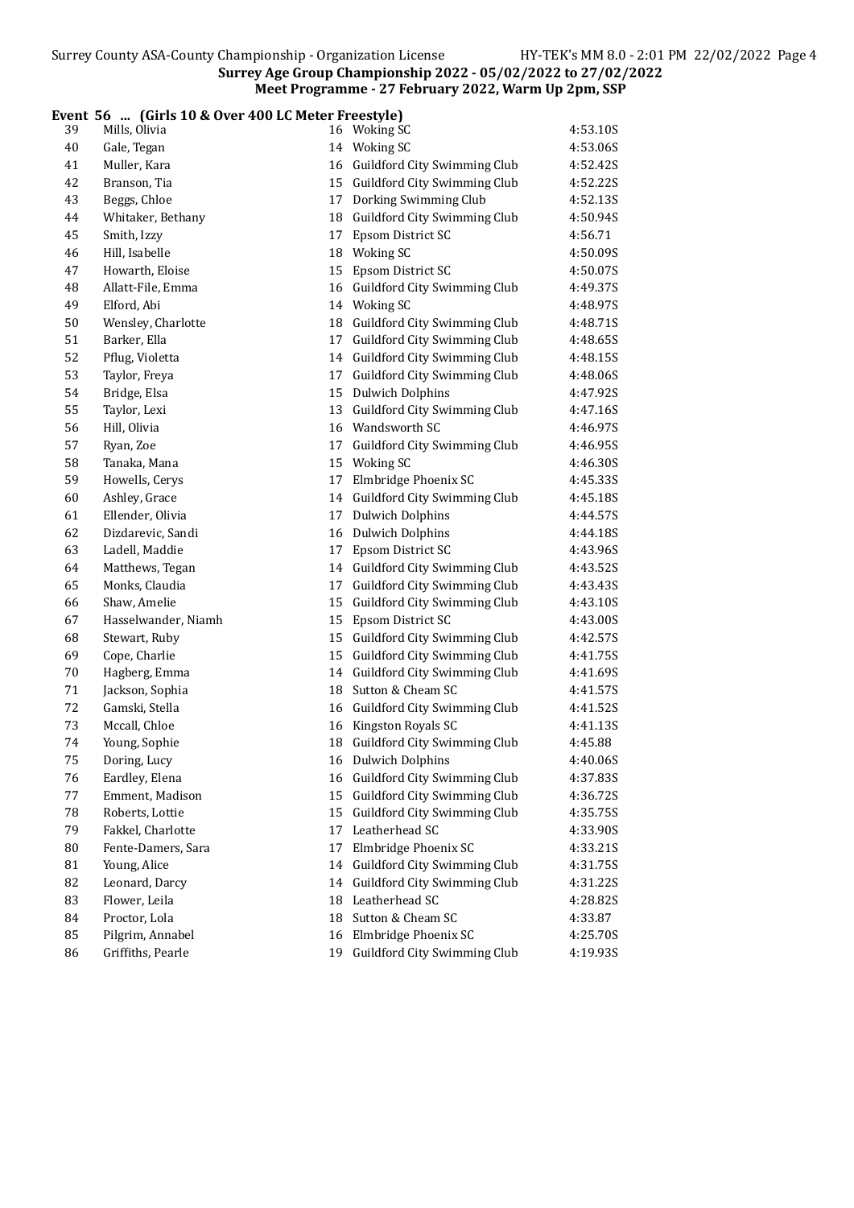Surrey Age Group Championship 2022 - 05/02/2022 to 27/02/2022
Meet Programme - 27 February 2022, Warm Up 2pm, SSP

**Event 56 ... (Girls 10 & Over 400 LC Meter Freestyle)**

| | | | | |
|---|---|---|---|---|
| 39 | Mills, Olivia | 16 | Woking SC | 4:53.10S |
| 40 | Gale, Tegan | 14 | Woking SC | 4:53.06S |
| 41 | Muller, Kara | 16 | Guildford City Swimming Club | 4:52.42S |
| 42 | Branson, Tia | 15 | Guildford City Swimming Club | 4:52.22S |
| 43 | Beggs, Chloe | 17 | Dorking Swimming Club | 4:52.13S |
| 44 | Whitaker, Bethany | 18 | Guildford City Swimming Club | 4:50.94S |
| 45 | Smith, Izzy | 17 | Epsom District SC | 4:56.71 |
| 46 | Hill, Isabelle | 18 | Woking SC | 4:50.09S |
| 47 | Howarth, Eloise | 15 | Epsom District SC | 4:50.07S |
| 48 | Allatt-File, Emma | 16 | Guildford City Swimming Club | 4:49.37S |
| 49 | Elford, Abi | 14 | Woking SC | 4:48.97S |
| 50 | Wensley, Charlotte | 18 | Guildford City Swimming Club | 4:48.71S |
| 51 | Barker, Ella | 17 | Guildford City Swimming Club | 4:48.65S |
| 52 | Pflug, Violetta | 14 | Guildford City Swimming Club | 4:48.15S |
| 53 | Taylor, Freya | 17 | Guildford City Swimming Club | 4:48.06S |
| 54 | Bridge, Elsa | 15 | Dulwich Dolphins | 4:47.92S |
| 55 | Taylor, Lexi | 13 | Guildford City Swimming Club | 4:47.16S |
| 56 | Hill, Olivia | 16 | Wandsworth SC | 4:46.97S |
| 57 | Ryan, Zoe | 17 | Guildford City Swimming Club | 4:46.95S |
| 58 | Tanaka, Mana | 15 | Woking SC | 4:46.30S |
| 59 | Howells, Cerys | 17 | Elmbridge Phoenix SC | 4:45.33S |
| 60 | Ashley, Grace | 14 | Guildford City Swimming Club | 4:45.18S |
| 61 | Ellender, Olivia | 17 | Dulwich Dolphins | 4:44.57S |
| 62 | Dizdarevic, Sandi | 16 | Dulwich Dolphins | 4:44.18S |
| 63 | Ladell, Maddie | 17 | Epsom District SC | 4:43.96S |
| 64 | Matthews, Tegan | 14 | Guildford City Swimming Club | 4:43.52S |
| 65 | Monks, Claudia | 17 | Guildford City Swimming Club | 4:43.43S |
| 66 | Shaw, Amelie | 15 | Guildford City Swimming Club | 4:43.10S |
| 67 | Hasselwander, Niamh | 15 | Epsom District SC | 4:43.00S |
| 68 | Stewart, Ruby | 15 | Guildford City Swimming Club | 4:42.57S |
| 69 | Cope, Charlie | 15 | Guildford City Swimming Club | 4:41.75S |
| 70 | Hagberg, Emma | 14 | Guildford City Swimming Club | 4:41.69S |
| 71 | Jackson, Sophia | 18 | Sutton & Cheam SC | 4:41.57S |
| 72 | Gamski, Stella | 16 | Guildford City Swimming Club | 4:41.52S |
| 73 | Mccall, Chloe | 16 | Kingston Royals SC | 4:41.13S |
| 74 | Young, Sophie | 18 | Guildford City Swimming Club | 4:45.88 |
| 75 | Doring, Lucy | 16 | Dulwich Dolphins | 4:40.06S |
| 76 | Eardley, Elena | 16 | Guildford City Swimming Club | 4:37.83S |
| 77 | Emment, Madison | 15 | Guildford City Swimming Club | 4:36.72S |
| 78 | Roberts, Lottie | 15 | Guildford City Swimming Club | 4:35.75S |
| 79 | Fakkel, Charlotte | 17 | Leatherhead SC | 4:33.90S |
| 80 | Fente-Damers, Sara | 17 | Elmbridge Phoenix SC | 4:33.21S |
| 81 | Young, Alice | 14 | Guildford City Swimming Club | 4:31.75S |
| 82 | Leonard, Darcy | 14 | Guildford City Swimming Club | 4:31.22S |
| 83 | Flower, Leila | 18 | Leatherhead SC | 4:28.82S |
| 84 | Proctor, Lola | 18 | Sutton & Cheam SC | 4:33.87 |
| 85 | Pilgrim, Annabel | 16 | Elmbridge Phoenix SC | 4:25.70S |
| 86 | Griffiths, Pearle | 19 | Guildford City Swimming Club | 4:19.93S |